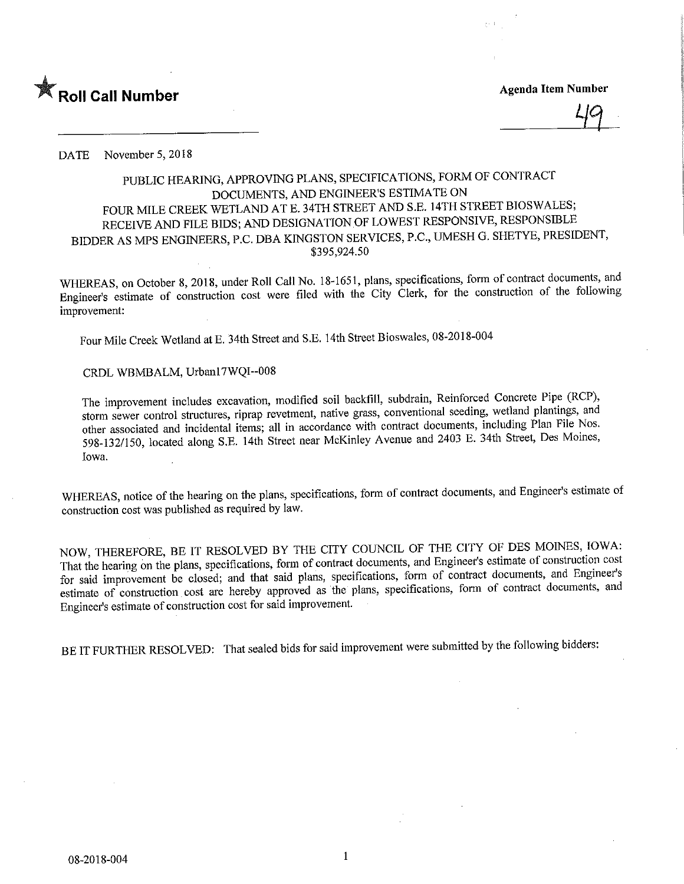★ **Roll Call Number**

**Agenda Item Number**

49

DATE November 5, 2018

PUBLIC HEARING, APPROVING PLANS, SPECIFICATIONS, FORM OF CONTRACT DOCUMENTS, AND ENGINEER'S ESTIMATE ON FOUR MILE CREEK WETLAND AT E. 34TH STREET AND S.E. 14TH STREET BIOSWALES; RECEIVE AND FILE BIDS; AND DESIGNATION OF LOWEST RESPONSIVE, RESPONSIBLE BIDDER AS MPS ENGINEERS, P.C. DBA KINGSTON SERVICES, P.C., UMESH G. SHETYE, PRESIDENT, $395,924.50

WHEREAS, on October 8, 2018, under Roll Call No. 18-1651, plans, specifications, form of contract documents, and Engineer's estimate of construction cost were filed with the City Clerk, for the construction of the following improvement:

Four Mile Creek Wetland at E. 34th Street and S.E. 14th Street Bioswales, 08-2018-004

CRDL WBMBALM, Urban17WQI--008

The improvement includes excavation, modified soil backfill, subdrain, Reinforced Concrete Pipe (RCP), storm sewer control structures, riprap revetment, native grass, conventional seeding, wetland plantings, and other associated and incidental items; all in accordance with contract documents, including Plan File Nos. 598-132/150, located along S.E. 14th Street near McKinley Avenue and 2403 E. 34th Street, Des Moines, Iowa.

WHEREAS, notice of the hearing on the plans, specifications, form of contract documents, and Engineer's estimate of construction cost was published as required by law.

NOW, THEREFORE, BE IT RESOLVED BY THE CITY COUNCIL OF THE CITY OF DES MOINES, IOWA: That the hearing on the plans, specifications, form of contract documents, and Engineer's estimate of construction cost for said improvement be closed; and that said plans, specifications, form of contract documents, and Engineer's estimate of construction cost are hereby approved as the plans, specifications, form of contract documents, and Engineer's estimate of construction cost for said improvement.

BE IT FURTHER RESOLVED: That sealed bids for said improvement were submitted by the following bidders:

08-2018-004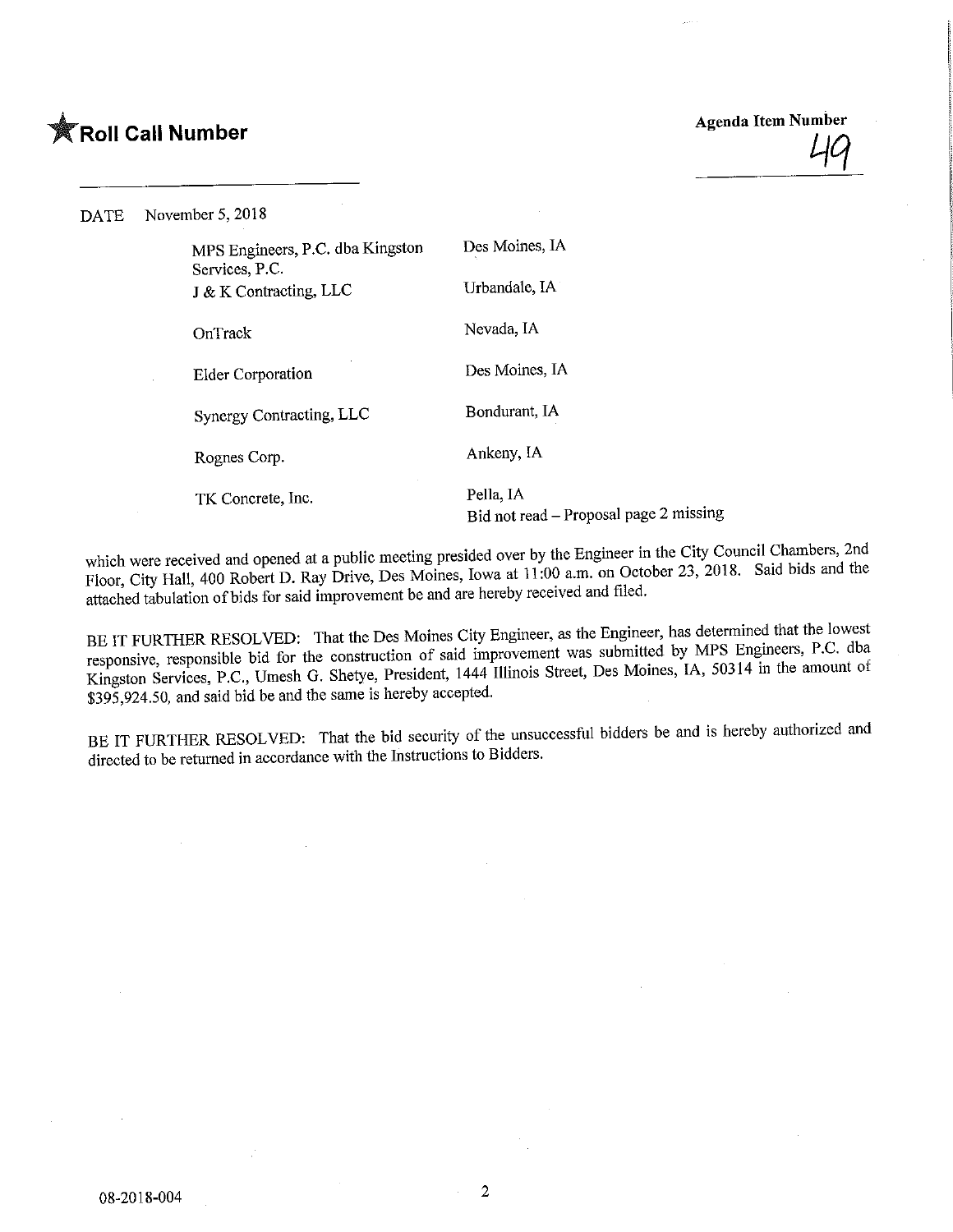★ **Roll Call Number**

**Agenda Item Number**
49

DATE November 5, 2018

| | |
|---|---|
| MPS Engineers, P.C. dba Kingston Services, P.C. | Des Moines, IA |
| J & K Contracting, LLC | Urbandale, IA |
| OnTrack | Nevada, IA |
| Elder Corporation | Des Moines, IA |
| Synergy Contracting, LLC | Bondurant, IA |
| Rognes Corp. | Ankeny, IA |
| TK Concrete, Inc. | Pella, IA<br>Bid not read – Proposal page 2 missing |

which were received and opened at a public meeting presided over by the Engineer in the City Council Chambers, 2nd Floor, City Hall, 400 Robert D. Ray Drive, Des Moines, Iowa at 11:00 a.m. on October 23, 2018. Said bids and the attached tabulation of bids for said improvement be and are hereby received and filed.

BE IT FURTHER RESOLVED: That the Des Moines City Engineer, as the Engineer, has determined that the lowest responsive, responsible bid for the construction of said improvement was submitted by MPS Engineers, P.C. dba Kingston Services, P.C., Umesh G. Shetye, President, 1444 Illinois Street, Des Moines, IA, 50314 in the amount of $395,924.50, and said bid be and the same is hereby accepted.

BE IT FURTHER RESOLVED: That the bid security of the unsuccessful bidders be and is hereby authorized and directed to be returned in accordance with the Instructions to Bidders.

08-2018-004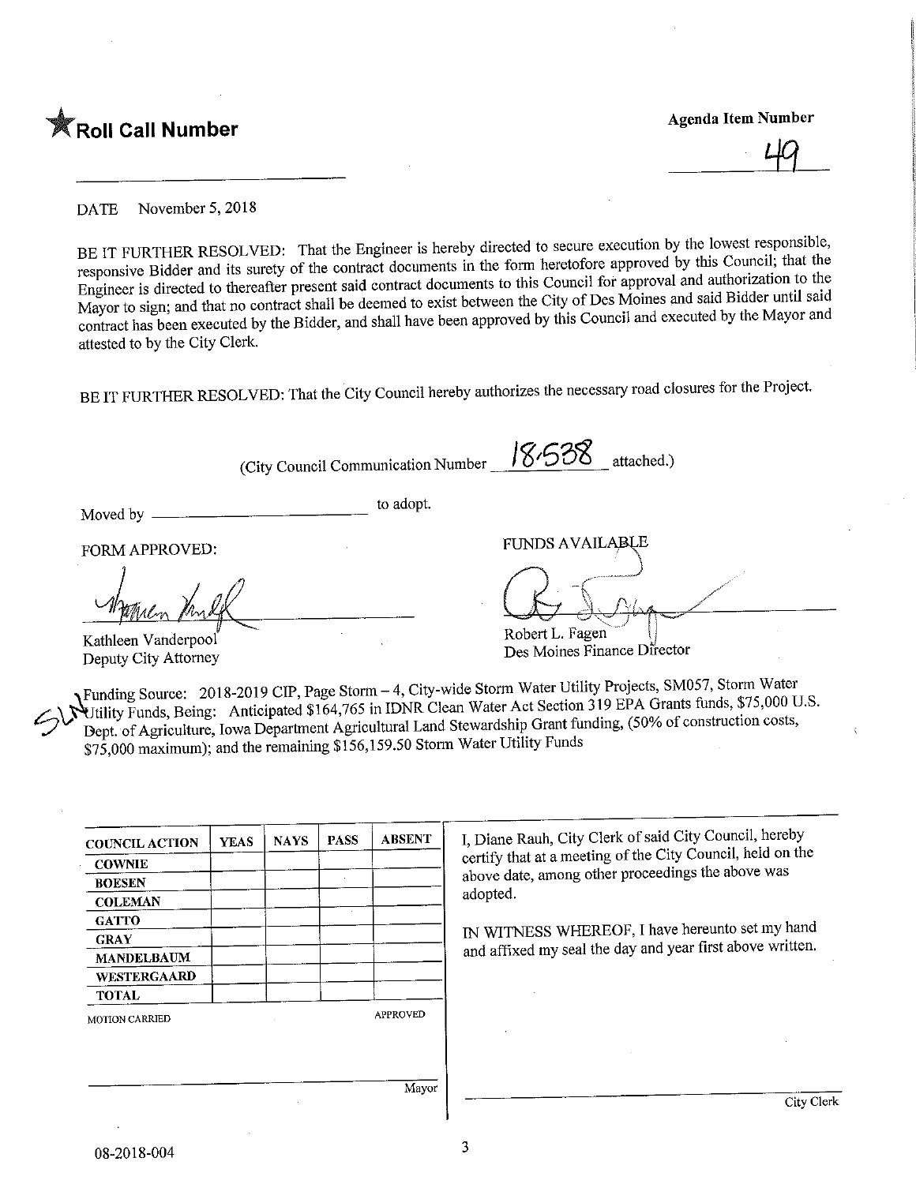★ **Roll Call Number**

**Agenda Item Number**

49

DATE November 5, 2018

BE IT FURTHER RESOLVED: That the Engineer is hereby directed to secure execution by the lowest responsible, responsive Bidder and its surety of the contract documents in the form heretofore approved by this Council; that the Engineer is directed to thereafter present said contract documents to this Council for approval and authorization to the Mayor to sign; and that no contract shall be deemed to exist between the City of Des Moines and said Bidder until said contract has been executed by the Bidder, and shall have been approved by this Council and executed by the Mayor and attested to by the City Clerk.

BE IT FURTHER RESOLVED: That the City Council hereby authorizes the necessary road closures for the Project.

(City Council Communication Number 18-538 attached.)

Moved by ______________________ to adopt.

FORM APPROVED:

Kathleen Vanderpool
Deputy City Attorney

FUNDS AVAILABLE

Robert L. Fagen
Des Moines Finance Director

Funding Source: 2018-2019 CIP, Page Storm – 4, City-wide Storm Water Utility Projects, SM057, Storm Water Utility Funds, Being: Anticipated $164,765 in IDNR Clean Water Act Section 319 EPA Grants funds, $75,000 U.S. Dept. of Agriculture, Iowa Department Agricultural Land Stewardship Grant funding, (50% of construction costs, $75,000 maximum); and the remaining $156,159.50 Storm Water Utility Funds

| COUNCIL ACTION | YEAS | NAYS | PASS | ABSENT |
|---|---|---|---|---|
| COWNIE | | | | |
| BOESEN | | | | |
| COLEMAN | | | | |
| GATTO | | | | |
| GRAY | | | | |
| MANDELBAUM | | | | |
| WESTERGAARD | | | | |
| TOTAL | | | | |

MOTION CARRIED APPROVED

______________________ Mayor

I, Diane Rauh, City Clerk of said City Council, hereby certify that at a meeting of the City Council, held on the above date, among other proceedings the above was adopted.

IN WITNESS WHEREOF, I have hereunto set my hand and affixed my seal the day and year first above written.

______________________ City Clerk

08-2018-004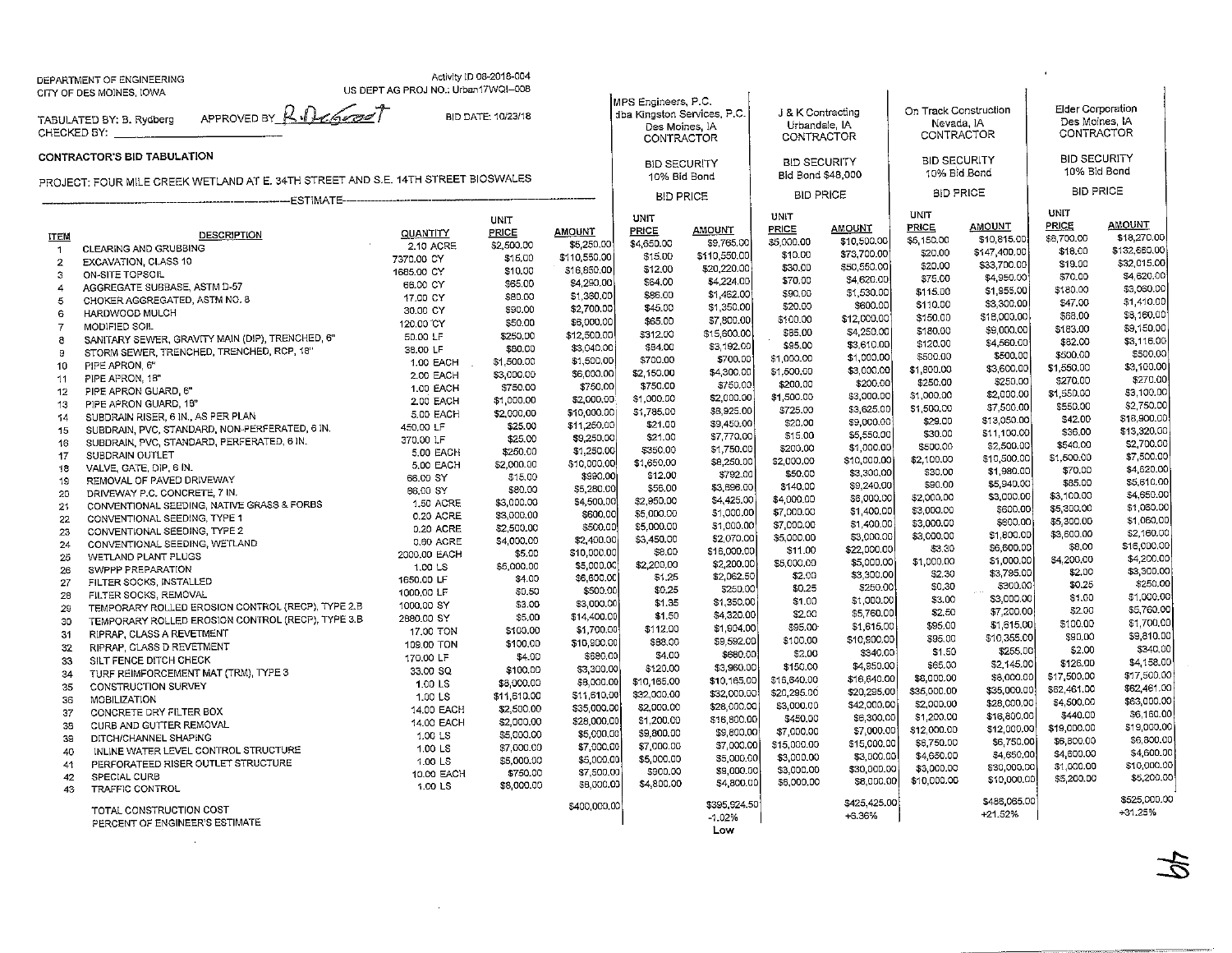DEPARTMENT OF ENGINEERING
CITY OF DES MOINES, IOWA

Activity ID 08-2018-004
US DEPT AG PROJ NO.: Urban17WQI-008

TABULATED BY: B. Rydberg  APPROVED BY R. DeGroot
CHECKED BY: ____________

BID DATE: 10/23/18

**CONTRACTOR'S BID TABULATION**

PROJECT: FOUR MILE CREEK WETLAND AT E. 34TH STREET AND S.E. 14TH STREET BIOSWALES

| | | | ESTIMATE | | MPS Engineers, P.C. dba Kingston Services, P.C. Des Moines, IA CONTRACTOR | | J & K Contracting Urbandale, IA CONTRACTOR | | On Track Construction Nevada, IA CONTRACTOR | | Elder Corporation Des Moines, IA CONTRACTOR | |
|---|---|---|---|---|---|---|---|---|---|---|---|---|
| | | | | | BID SECURITY 10% Bid Bond | | BID SECURITY Bid Bond $48,000 | | BID SECURITY 10% Bid Bond | | BID SECURITY 10% Bid Bond | |
| | | | | | BID PRICE | | BID PRICE | | BID PRICE | | BID PRICE | |
| ITEM | DESCRIPTION | QUANTITY | UNIT PRICE | AMOUNT | UNIT PRICE | AMOUNT | UNIT PRICE | AMOUNT | UNIT PRICE | AMOUNT | UNIT PRICE | AMOUNT |
| 1 | CLEARING AND GRUBBING | 2.10 ACRE | $2,500.00 | $5,250.00 | $4,650.00 | $9,765.00 | $5,000.00 | $10,500.00 | $5,150.00 | $10,815.00 | $8,700.00 | $18,270.00 |
| 2 | EXCAVATION, CLASS 10 | 7370.00 CY | $15.00 | $110,550.00 | $15.00 | $110,550.00 | $10.00 | $73,700.00 | $20.00 | $147,400.00 | $18.00 | $132,660.00 |
| 3 | ON-SITE TOPSOIL | 1685.00 CY | $10.00 | $16,850.00 | $12.00 | $20,220.00 | $30.00 | $50,550.00 | $20.00 | $33,700.00 | $19.00 | $32,015.00 |
| 4 | AGGREGATE SUBBASE, ASTM D-57 | 66.00 CY | $65.00 | $4,290.00 | $64.00 | $4,224.00 | $70.00 | $4,620.00 | $75.00 | $4,950.00 | $70.00 | $4,620.00 |
| 5 | CHOKER AGGREGATED, ASTM NO. 8 | 17.00 CY | $80.00 | $1,360.00 | $86.00 | $1,462.00 | $90.00 | $1,530.00 | $115.00 | $1,955.00 | $180.00 | $3,060.00 |
| 6 | HARDWOOD MULCH | 30.00 CY | $90.00 | $2,700.00 | $45.00 | $1,350.00 | $20.00 | $600.00 | $110.00 | $3,300.00 | $47.00 | $1,410.00 |
| 7 | MODIFIED SOIL | 120.00 CY | $50.00 | $6,000.00 | $65.00 | $7,800.00 | $100.00 | $12,000.00 | $150.00 | $18,000.00 | $68.00 | $8,160.00 |
| 8 | SANITARY SEWER, GRAVITY MAIN (DIP), TRENCHED, 6" | 50.00 LF | $250.00 | $12,500.00 | $312.00 | $15,600.00 | $85.00 | $4,250.00 | $180.00 | $9,000.00 | $183.00 | $9,150.00 |
| 9 | STORM SEWER, TRENCHED, TRENCHED, RCP, 18" | 38.00 LF | $80.00 | $3,040.00 | $84.00 | $3,192.00 | $95.00 | $3,610.00 | $120.00 | $4,560.00 | $82.00 | $3,116.00 |
| 10 | PIPE APRON, 6" | 1.00 EACH | $1,500.00 | $1,500.00 | $700.00 | $700.00 | $1,000.00 | $1,000.00 | $500.00 | $500.00 | $500.00 | $500.00 |
| 11 | PIPE APRON, 18" | 2.00 EACH | $3,000.00 | $6,000.00 | $2,150.00 | $4,300.00 | $1,500.00 | $3,000.00 | $1,800.00 | $3,600.00 | $1,550.00 | $3,100.00 |
| 12 | PIPE APRON GUARD, 6" | 1.00 EACH | $750.00 | $750.00 | $750.00 | $750.00 | $200.00 | $200.00 | $250.00 | $250.00 | $270.00 | $270.00 |
| 13 | PIPE APRON GUARD, 18" | 2.00 EACH | $1,000.00 | $2,000.00 | $1,000.00 | $2,000.00 | $1,500.00 | $3,000.00 | $1,000.00 | $2,000.00 | $1,550.00 | $3,100.00 |
| 14 | SUBDRAIN RISER, 6 IN., AS PER PLAN | 5.00 EACH | $2,000.00 | $10,000.00 | $1,785.00 | $8,925.00 | $725.00 | $3,625.00 | $1,500.00 | $7,500.00 | $550.00 | $2,750.00 |
| 15 | SUBDRAIN, PVC, STANDARD, NON-PERFERATED, 6 IN. | 450.00 LF | $25.00 | $11,250.00 | $21.00 | $9,450.00 | $20.00 | $9,000.00 | $29.00 | $13,050.00 | $42.00 | $18,900.00 |
| 16 | SUBDRAIN, PVC, STANDARD, PERFERATED, 6 IN. | 370.00 LF | $25.00 | $9,250.00 | $21.00 | $7,770.00 | $15.00 | $5,550.00 | $30.00 | $11,100.00 | $36.00 | $13,320.00 |
| 17 | SUBDRAIN OUTLET | 5.00 EACH | $250.00 | $1,250.00 | $350.00 | $1,750.00 | $200.00 | $1,000.00 | $500.00 | $2,500.00 | $540.00 | $2,700.00 |
| 18 | VALVE, GATE, DIP, 6 IN. | 5.00 EACH | $2,000.00 | $10,000.00 | $1,650.00 | $8,250.00 | $2,000.00 | $10,000.00 | $2,100.00 | $10,500.00 | $1,500.00 | $7,500.00 |
| 19 | REMOVAL OF PAVED DRIVEWAY | 66.00 SY | $15.00 | $990.00 | $12.00 | $792.00 | $50.00 | $3,300.00 | $30.00 | $1,980.00 | $70.00 | $4,620.00 |
| 20 | DRIVEWAY P.C. CONCRETE, 7 IN. | 66.00 SY | $80.00 | $5,280.00 | $56.00 | $3,696.00 | $140.00 | $9,240.00 | $90.00 | $5,940.00 | $85.00 | $5,610.00 |
| 21 | CONVENTIONAL SEEDING, NATIVE GRASS & FORBS | 1.50 ACRE | $3,000.00 | $4,500.00 | $2,950.00 | $4,425.00 | $4,000.00 | $6,000.00 | $2,000.00 | $3,000.00 | $3,100.00 | $4,650.00 |
| 22 | CONVENTIONAL SEEDING, TYPE 1 | 0.20 ACRE | $3,000.00 | $600.00 | $5,000.00 | $1,000.00 | $7,000.00 | $1,400.00 | $3,000.00 | $600.00 | $5,300.00 | $1,060.00 |
| 23 | CONVENTIONAL SEEDING, TYPE 2 | 0.20 ACRE | $2,500.00 | $500.00 | $5,000.00 | $1,000.00 | $7,000.00 | $1,400.00 | $3,000.00 | $600.00 | $5,300.00 | $1,060.00 |
| 24 | CONVENTIONAL SEEDING, WETLAND | 0.60 ACRE | $4,000.00 | $2,400.00 | $3,450.00 | $2,070.00 | $5,000.00 | $3,000.00 | $3,000.00 | $1,800.00 | $3,600.00 | $2,160.00 |
| 25 | WETLAND PLANT PLUGS | 2000.00 EACH | $5.00 | $10,000.00 | $8.00 | $16,000.00 | $11.00 | $22,000.00 | $3.30 | $6,600.00 | $8.00 | $16,000.00 |
| 26 | SWPPP PREPARATION | 1.00 LS | $5,000.00 | $5,000.00 | $2,200.00 | $2,200.00 | $5,000.00 | $5,000.00 | $1,000.00 | $1,000.00 | $4,200.00 | $4,200.00 |
| 27 | FILTER SOCKS, INSTALLED | 1650.00 LF | $4.00 | $6,600.00 | $1.25 | $2,062.50 | $2.00 | $3,300.00 | $2.30 | $3,795.00 | $2.00 | $3,300.00 |
| 28 | FILTER SOCKS, REMOVAL | 1000.00 LF | $0.50 | $500.00 | $0.25 | $250.00 | $0.25 | $250.00 | $0.30 | $300.00 | $0.25 | $250.00 |
| 29 | TEMPORARY ROLLED EROSION CONTROL (RECP), TYPE 2.B | 1000.00 SY | $3.00 | $3,000.00 | $1.35 | $1,350.00 | $1.00 | $1,000.00 | $3.00 | $3,000.00 | $1.00 | $1,000.00 |
| 30 | TEMPORARY ROLLED EROSION CONTROL (RECP), TYPE 3.B | 2880.00 SY | $5.00 | $14,400.00 | $1.50 | $4,320.00 | $2.00 | $5,760.00 | $2.50 | $7,200.00 | $2.00 | $5,760.00 |
| 31 | RIPRAP, CLASS A REVETMENT | 17.00 TON | $100.00 | $1,700.00 | $112.00 | $1,904.00 | $95.00 | $1,615.00 | $95.00 | $1,615.00 | $100.00 | $1,700.00 |
| 32 | RIPRAP, CLASS D REVETMENT | 109.00 TON | $100.00 | $10,900.00 | $88.00 | $9,592.00 | $100.00 | $10,900.00 | $95.00 | $10,355.00 | $90.00 | $9,810.00 |
| 33 | SILT FENCE DITCH CHECK | 170.00 LF | $4.00 | $680.00 | $4.00 | $680.00 | $2.00 | $340.00 | $1.50 | $255.00 | $2.00 | $340.00 |
| 34 | TURF REINFORCEMENT MAT (TRM), TYPE 3 | 33.00 SQ | $100.00 | $3,300.00 | $120.00 | $3,960.00 | $150.00 | $4,950.00 | $65.00 | $2,145.00 | $126.00 | $4,158.00 |
| 35 | CONSTRUCTION SURVEY | 1.00 LS | $8,000.00 | $8,000.00 | $10,165.00 | $10,165.00 | $16,640.00 | $16,640.00 | $8,000.00 | $8,000.00 | $17,500.00 | $17,500.00 |
| 36 | MOBILIZATION | 1.00 LS | $11,610.00 | $11,610.00 | $32,000.00 | $32,000.00 | $20,295.00 | $20,295.00 | $35,000.00 | $35,000.00 | $62,461.00 | $62,461.00 |
| 37 | CONCRETE DRY FILTER BOX | 14.00 EACH | $2,500.00 | $35,000.00 | $2,000.00 | $28,000.00 | $3,000.00 | $42,000.00 | $2,000.00 | $28,000.00 | $4,500.00 | $63,000.00 |
| 38 | CURB AND GUTTER REMOVAL | 14.00 EACH | $2,000.00 | $28,000.00 | $1,200.00 | $16,800.00 | $450.00 | $6,300.00 | $1,200.00 | $16,800.00 | $440.00 | $6,160.00 |
| 39 | DITCH/CHANNEL SHAPING | 1.00 LS | $5,000.00 | $5,000.00 | $9,800.00 | $9,800.00 | $7,000.00 | $7,000.00 | $12,000.00 | $12,000.00 | $19,000.00 | $19,000.00 |
| 40 | INLINE WATER LEVEL CONTROL STRUCTURE | 1.00 LS | $7,000.00 | $7,000.00 | $7,000.00 | $7,000.00 | $15,000.00 | $15,000.00 | $6,750.00 | $6,750.00 | $6,800.00 | $6,800.00 |
| 41 | PERFORATEED RISER OUTLET STRUCTURE | 1.00 LS | $5,000.00 | $5,000.00 | $5,000.00 | $5,000.00 | $3,000.00 | $3,000.00 | $4,650.00 | $4,650.00 | $4,600.00 | $4,600.00 |
| 42 | SPECIAL CURB | 10.00 EACH | $750.00 | $7,500.00 | $900.00 | $9,000.00 | $3,000.00 | $30,000.00 | $3,000.00 | $30,000.00 | $1,000.00 | $10,000.00 |
| 43 | TRAFFIC CONTROL | 1.00 LS | $8,000.00 | $8,000.00 | $4,800.00 | $4,800.00 | $8,000.00 | $8,000.00 | $10,000.00 | $10,000.00 | $5,200.00 | $5,200.00 |
| | TOTAL CONSTRUCTION COST | | | $400,000.00 | | $395,924.50 | | $425,425.00 | | $486,065.00 | | $525,000.00 |
| | PERCENT OF ENGINEER'S ESTIMATE | | | | | -1.02% | | +6.36% | | +21.52% | | +31.25% |
| | | | | | | Low | | | | | | |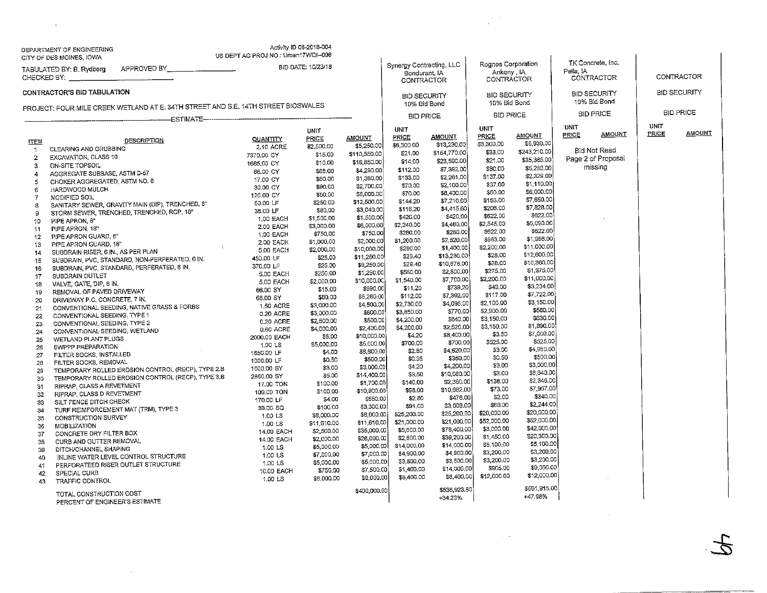DEPARTMENT OF ENGINEERING
CITY OF DES MOINES, IOWA

Activity ID 08-2018-004
US DEPT AG PROJ NO.: Urban17WQI-008

TABULATED BY: B. Rydberg APPROVED BY_______________
CHECKED BY: _______________

BID DATE: 10/23/18

## CONTRACTOR'S BID TABULATION

PROJECT: FOUR MILE CREEK WETLAND AT E. 34TH STREET AND S.E. 14TH STREET BIOSWALES

| | | | ESTIMATE | | Synergy Contracting, LLC Bondurant, IA CONTRACTOR | | Rognes Corporation Ankeny, IA CONTRACTOR | | TK Concrete, Inc. Pella, IA CONTRACTOR | | CONTRACTOR | |
|---|---|---|---|---|---|---|---|---|---|---|---|---|
| | | | | | BID SECURITY 10% Bid Bond | | BID SECURITY 10% Bid Bond | | BID SECURITY 10% Bid Bond | | BID SECURITY | |
| | | | | | BID PRICE | | BID PRICE | | BID PRICE | | BID PRICE | |
| ITEM | DESCRIPTION | QUANTITY | UNIT PRICE | AMOUNT | UNIT PRICE | AMOUNT | UNIT PRICE | AMOUNT | UNIT PRICE | AMOUNT | UNIT PRICE | AMOUNT |
| 1 | CLEARING AND GRUBBING | 2.10 ACRE | $2,500.00 | $5,250.00 | $6,300.00 | $13,230.00 | $3,300.00 | $6,930.00 | Bid Not Read Page 2 of Proposal missing | | | |
| 2 | EXCAVATION, CLASS 10 | 7370.00 CY | $15.00 | $110,550.00 | $21.00 | $154,770.00 | $33.00 | $243,210.00 | | | | |
| 3 | ON-SITE TOPSOIL | 1685.00 CY | $10.00 | $16,850.00 | $14.00 | $23,590.00 | $21.00 | $35,385.00 | | | | |
| 4 | AGGREGATE SUBBASE, ASTM D-57 | 66.00 CY | $65.00 | $4,290.00 | $112.00 | $7,392.00 | $80.00 | $5,280.00 | | | | |
| 5 | CHOKER AGGREGATED, ASTM NO. 8 | 17.00 CY | $80.00 | $1,360.00 | $133.00 | $2,261.00 | $137.00 | $2,329.00 | | | | |
| 6 | HARDWOOD MULCH | 30.00 CY | $90.00 | $2,700.00 | $70.00 | $2,100.00 | $37.00 | $1,110.00 | | | | |
| 7 | MODIFIED SOIL | 120.00 CY | $50.00 | $6,000.00 | $70.00 | $8,400.00 | $50.00 | $6,000.00 | | | | |
| 8 | SANITARY SEWER, GRAVITY MAIN (DIP), TRENCHED, 6" | 50.00 LF | $250.00 | $12,500.00 | $144.20 | $7,210.00 | $153.00 | $7,650.00 | | | | |
| 9 | STORM SEWER, TRENCHED, TRENCHED, RCP, 18" | 38.00 LF | $80.00 | $3,040.00 | $116.20 | $4,415.60 | $206.00 | $7,828.00 | | | | |
| 10 | PIPE APRON, 6" | 1.00 EACH | $1,500.00 | $1,500.00 | $420.00 | $420.00 | $622.00 | $622.00 | | | | |
| 11 | PIPE APRON, 18" | 2.00 EACH | $3,000.00 | $6,000.00 | $2,240.00 | $4,480.00 | $2,545.00 | $5,090.00 | | | | |
| 12 | PIPE APRON GUARD, 6" | 1.00 EACH | $750.00 | $750.00 | $280.00 | $280.00 | $622.00 | $622.00 | | | | |
| 13 | PIPE APRON GUARD, 18" | 2.00 EACH | $1,000.00 | $2,000.00 | $1,260.00 | $2,520.00 | $983.00 | $1,966.00 | | | | |
| 14 | SUBDRAIN RISER, 6 IN., AS PER PLAN | 5.00 EACH | $2,000.00 | $10,000.00 | $280.00 | $1,400.00 | $2,200.00 | $11,000.00 | | | | |
| 15 | SUBDRAIN, PVC, STANDARD, NON-PERFERATED, 6 IN. | 450.00 LF | $25.00 | $11,250.00 | $29.40 | $13,230.00 | $28.00 | $12,600.00 | | | | |
| 16 | SUBDRAIN, PVC, STANDARD, PERFERATED, 6 IN. | 370.00 LF | $25.00 | $9,250.00 | $29.40 | $10,878.00 | $28.00 | $10,360.00 | | | | |
| 17 | SUBDRAIN OUTLET | 5.00 EACH | $250.00 | $1,250.00 | $560.00 | $2,800.00 | $275.00 | $1,375.00 | | | | |
| 18 | VALVE, GATE, DIP, 6 IN. | 5.00 EACH | $2,000.00 | $10,000.00 | $1,540.00 | $7,700.00 | $2,200.00 | $11,000.00 | | | | |
| 19 | REMOVAL OF PAVED DRIVEWAY | 66.00 SY | $15.00 | $990.00 | $11.20 | $739.20 | $49.00 | $3,234.00 | | | | |
| 20 | DRIVEWAY P.C. CONCRETE, 7 IN. | 66.00 SY | $80.00 | $5,280.00 | $112.00 | $7,392.00 | $117.00 | $7,722.00 | | | | |
| 21 | CONVENTIONAL SEEDING, NATIVE GRASS & FORBS | 1.50 ACRE | $3,000.00 | $4,500.00 | $2,730.00 | $4,095.00 | $2,100.00 | $3,150.00 | | | | |
| 22 | CONVENTIONAL SEEDING, TYPE 1 | 0.20 ACRE | $3,000.00 | $600.00 | $3,850.00 | $770.00 | $2,900.00 | $580.00 | | | | |
| 23 | CONVENTIONAL SEEDING, TYPE 2 | 0.20 ACRE | $2,500.00 | $500.00 | $4,200.00 | $840.00 | $3,150.00 | $630.00 | | | | |
| 24 | CONVENTIONAL SEEDING, WETLAND | 0.60 ACRE | $4,000.00 | $2,400.00 | $4,200.00 | $2,520.00 | $3,150.00 | $1,890.00 | | | | |
| 25 | WETLAND PLANT PLUGS | 2000.00 EACH | $5.00 | $10,000.00 | $4.20 | $8,400.00 | $3.50 | $7,000.00 | | | | |
| 26 | SWPPP PREPARATION | 1.00 LS | $5,000.00 | $5,000.00 | $700.00 | $700.00 | $525.00 | $525.00 | | | | |
| 27 | FILTER SOCKS, INSTALLED | 1650.00 LF | $4.00 | $6,600.00 | $2.80 | $4,620.00 | $3.00 | $4,950.00 | | | | |
| 28 | FILTER SOCKS, REMOVAL | 1000.00 LF | $0.50 | $500.00 | $0.35 | $360.00 | $0.50 | $500.00 | | | | |
| 29 | TEMPORARY ROLLED EROSION CONTROL (RECP), TYPE 2.B | 1000.00 SY | $3.00 | $3,000.00 | $4.20 | $4,200.00 | $3.00 | $3,000.00 | | | | |
| 30 | TEMPORARY ROLLED EROSION CONTROL (RECP), TYPE 3.B | 2880.00 SY | $5.00 | $14,400.00 | $3.50 | $10,080.00 | $3.00 | $8,640.00 | | | | |
| 31 | RIPRAP, CLASS A REVETMENT | 17.00 TON | $100.00 | $1,700.00 | $140.00 | $2,380.00 | $138.00 | $2,346.00 | | | | |
| 32 | RIPRAP, CLASS D REVETMENT | 109.00 TON | $100.00 | $10,900.00 | $98.00 | $10,682.00 | $73.00 | $7,957.00 | | | | |
| 33 | SILT FENCE DITCH CHECK | 170.00 LF | $4.00 | $680.00 | $2.80 | $476.00 | $2.00 | $340.00 | | | | |
| 34 | TURF REINFORCEMENT MAT (TRM), TYPE 3 | 33.00 SQ | $100.00 | $3,300.00 | $91.00 | $3,003.00 | $68.00 | $2,244.00 | | | | |
| 35 | CONSTRUCTION SURVEY | 1.00 LS | $8,000.00 | $8,000.00 | $25,200.00 | $25,200.00 | $20,000.00 | $20,000.00 | | | | |
| 36 | MOBILIZATION | 1.00 LS | $11,610.00 | $11,610.00 | $21,000.00 | $21,000.00 | $52,000.00 | $52,000.00 | | | | |
| 37 | CONCRETE DRY FILTER BOX | 14.00 EACH | $2,500.00 | $35,000.00 | $5,600.00 | $78,400.00 | $3,000.00 | $42,000.00 | | | | |
| 38 | CURB AND GUTTER REMOVAL | 14.00 EACH | $2,000.00 | $28,000.00 | $2,800.00 | $39,200.00 | $1,450.00 | $20,300.00 | | | | |
| 39 | DITCH/CHANNEL SHAPING | 1.00 LS | $5,000.00 | $5,000.00 | $14,000.00 | $14,000.00 | $5,100.00 | $5,100.00 | | | | |
| 40 | INLINE WATER LEVEL CONTROL STRUCTURE | 1.00 LS | $7,000.00 | $7,000.00 | $4,900.00 | $4,900.00 | $3,200.00 | $3,200.00 | | | | |
| 41 | PERFORATEED RISER OUTLET STRUCTURE | 1.00 LS | $5,000.00 | $5,000.00 | $3,500.00 | $3,500.00 | $3,200.00 | $3,200.00 | | | | |
| 42 | SPECIAL CURB | 10.00 EACH | $750.00 | $7,500.00 | $1,400.00 | $14,000.00 | $905.00 | $9,050.00 | | | | |
| 43 | TRAFFIC CONTROL | 1.00 LS | $8,000.00 | $8,000.00 | $8,400.00 | $8,400.00 | $12,000.00 | $12,000.00 | | | | |
| | TOTAL CONSTRUCTION COST | | | $400,000.00 | | $536,923.80 | | $591,915.00 | | | | |
| | PERCENT OF ENGINEER'S ESTIMATE | | | | | +34.23% | | +47.98% | | | | |